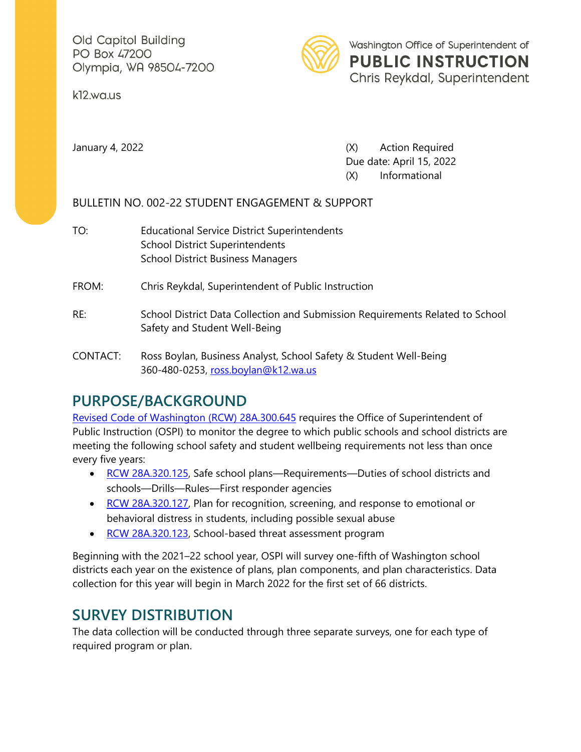Old Capitol Building
PO Box 47200
Olympia, WA 98504-7200

k12.wa.us

Washington Office of Superintendent of
**PUBLIC INSTRUCTION**
Chris Reykdal, Superintendent

January 4, 2022

(X) Action Required
Due date: April 15, 2022
(X) Informational

BULLETIN NO. 002-22 STUDENT ENGAGEMENT & SUPPORT

TO: Educational Service District Superintendents
School District Superintendents
School District Business Managers

FROM: Chris Reykdal, Superintendent of Public Instruction

RE: School District Data Collection and Submission Requirements Related to School Safety and Student Well-Being

CONTACT: Ross Boylan, Business Analyst, School Safety & Student Well-Being
360-480-0253, ross.boylan@k12.wa.us

## PURPOSE/BACKGROUND

Revised Code of Washington (RCW) 28A.300.645 requires the Office of Superintendent of Public Instruction (OSPI) to monitor the degree to which public schools and school districts are meeting the following school safety and student wellbeing requirements not less than once every five years:

- RCW 28A.320.125, Safe school plans—Requirements—Duties of school districts and schools—Drills—Rules—First responder agencies
- RCW 28A.320.127, Plan for recognition, screening, and response to emotional or behavioral distress in students, including possible sexual abuse
- RCW 28A.320.123, School-based threat assessment program

Beginning with the 2021–22 school year, OSPI will survey one-fifth of Washington school districts each year on the existence of plans, plan components, and plan characteristics. Data collection for this year will begin in March 2022 for the first set of 66 districts.

## SURVEY DISTRIBUTION

The data collection will be conducted through three separate surveys, one for each type of required program or plan.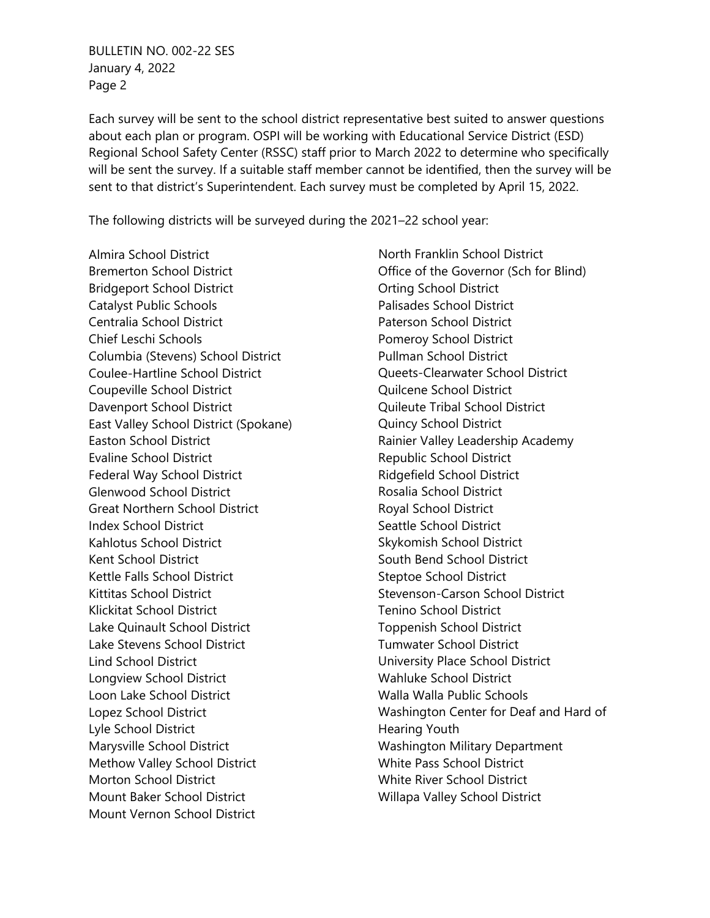Each survey will be sent to the school district representative best suited to answer questions about each plan or program. OSPI will be working with Educational Service District (ESD) Regional School Safety Center (RSSC) staff prior to March 2022 to determine who specifically will be sent the survey. If a suitable staff member cannot be identified, then the survey will be sent to that district's Superintendent. Each survey must be completed by April 15, 2022.

The following districts will be surveyed during the 2021–22 school year:

Almira School District
Bremerton School District
Bridgeport School District
Catalyst Public Schools
Centralia School District
Chief Leschi Schools
Columbia (Stevens) School District
Coulee-Hartline School District
Coupeville School District
Davenport School District
East Valley School District (Spokane)
Easton School District
Evaline School District
Federal Way School District
Glenwood School District
Great Northern School District
Index School District
Kahlotus School District
Kent School District
Kettle Falls School District
Kittitas School District
Klickitat School District
Lake Quinault School District
Lake Stevens School District
Lind School District
Longview School District
Loon Lake School District
Lopez School District
Lyle School District
Marysville School District
Methow Valley School District
Morton School District
Mount Baker School District
Mount Vernon School District
North Franklin School District
Office of the Governor (Sch for Blind)
Orting School District
Palisades School District
Paterson School District
Pomeroy School District
Pullman School District
Queets-Clearwater School District
Quilcene School District
Quileute Tribal School District
Quincy School District
Rainier Valley Leadership Academy
Republic School District
Ridgefield School District
Rosalia School District
Royal School District
Seattle School District
Skykomish School District
South Bend School District
Steptoe School District
Stevenson-Carson School District
Tenino School District
Toppenish School District
Tumwater School District
University Place School District
Wahluke School District
Walla Walla Public Schools
Washington Center for Deaf and Hard of Hearing Youth
Washington Military Department
White Pass School District
White River School District
Willapa Valley School District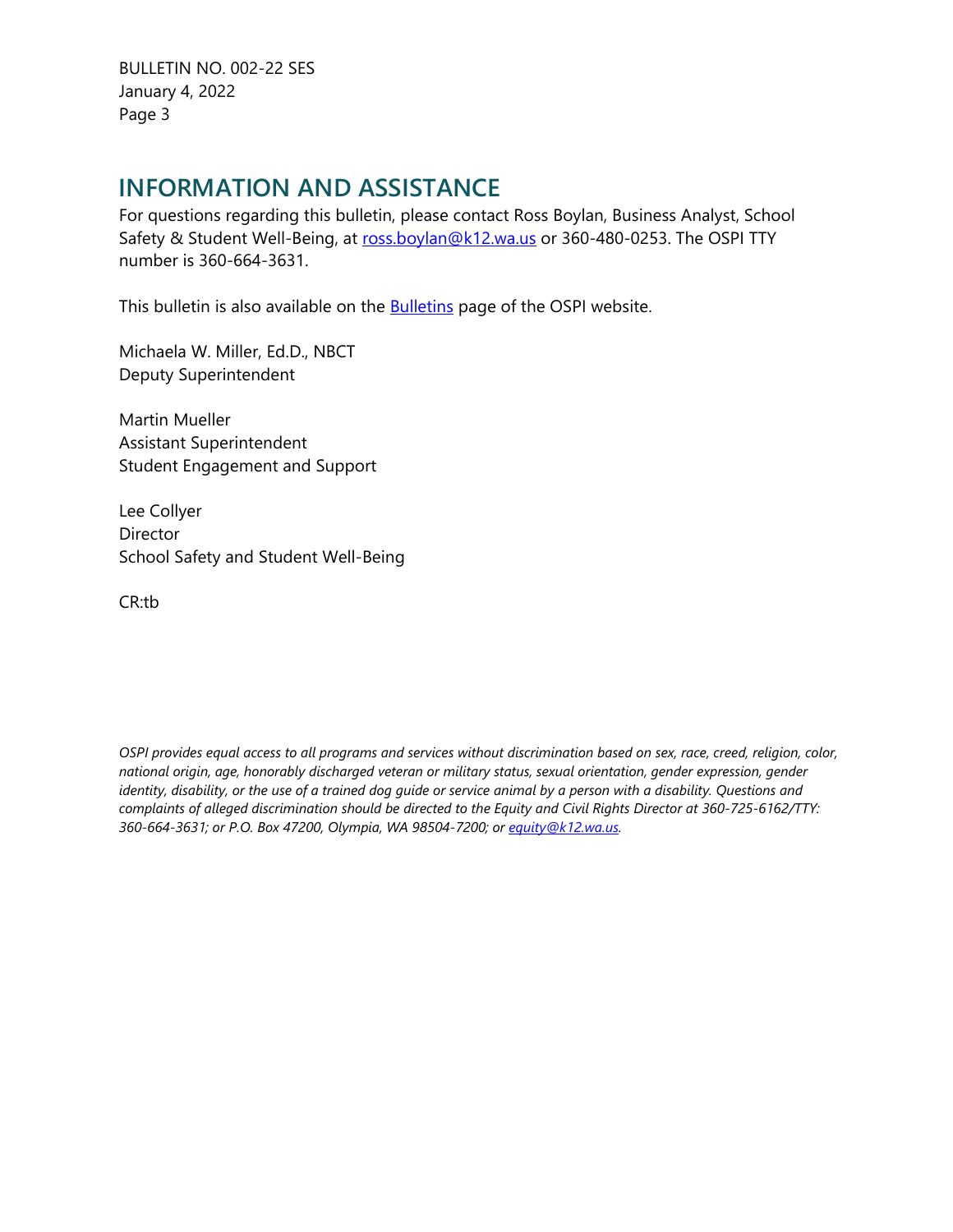## INFORMATION AND ASSISTANCE

For questions regarding this bulletin, please contact Ross Boylan, Business Analyst, School Safety & Student Well-Being, at [ross.boylan@k12.wa.us](mailto:ross.boylan@k12.wa.us) or 360-480-0253. The OSPI TTY number is 360-664-3631.

This bulletin is also available on the [Bulletins](#) page of the OSPI website.

Michaela W. Miller, Ed.D., NBCT
Deputy Superintendent

Martin Mueller
Assistant Superintendent
Student Engagement and Support

Lee Collyer
Director
School Safety and Student Well-Being

CR:tb

*OSPI provides equal access to all programs and services without discrimination based on sex, race, creed, religion, color, national origin, age, honorably discharged veteran or military status, sexual orientation, gender expression, gender identity, disability, or the use of a trained dog guide or service animal by a person with a disability. Questions and complaints of alleged discrimination should be directed to the Equity and Civil Rights Director at 360-725-6162/TTY: 360-664-3631; or P.O. Box 47200, Olympia, WA 98504-7200; or [equity@k12.wa.us](mailto:equity@k12.wa.us).*